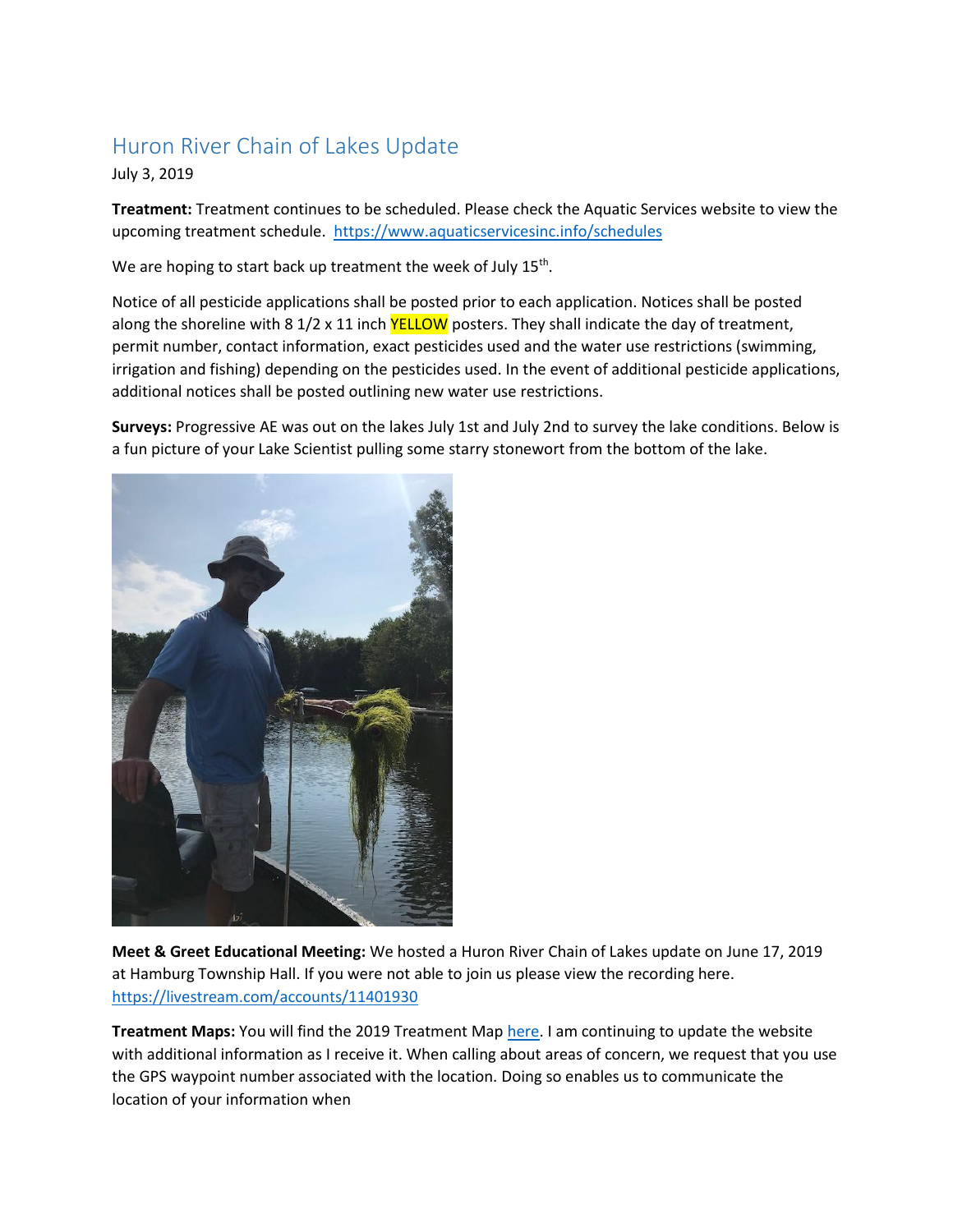# Huron River Chain of Lakes Update

July 3, 2019

**Treatment:** Treatment continues to be scheduled. Please check the Aquatic Services website to view the upcoming treatment schedule. https://www.aquaticservicesinc.info/schedules

We are hoping to start back up treatment the week of July 15th.

Notice of all pesticide applications shall be posted prior to each application. Notices shall be posted along the shoreline with 8 1/2 x 11 inch YELLOW posters. They shall indicate the day of treatment, permit number, contact information, exact pesticides used and the water use restrictions (swimming, irrigation and fishing) depending on the pesticides used. In the event of additional pesticide applications, additional notices shall be posted outlining new water use restrictions.

**Surveys:** Progressive AE was out on the lakes July 1st and July 2nd to survey the lake conditions. Below is a fun picture of your Lake Scientist pulling some starry stonewort from the bottom of the lake.

**Meet & Greet Educational Meeting:** We hosted a Huron River Chain of Lakes update on June 17, 2019 at Hamburg Township Hall. If you were not able to join us please view the recording here. https://livestream.com/accounts/11401930

**Treatment Maps:** You will find the 2019 Treatment Map here. I am continuing to update the website with additional information as I receive it. When calling about areas of concern, we request that you use the GPS waypoint number associated with the location. Doing so enables us to communicate the location of your information when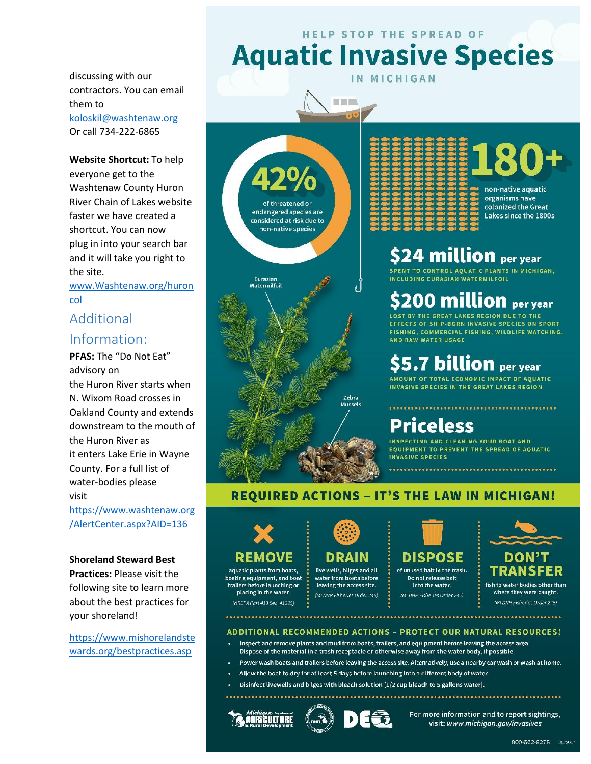discussing with our contractors. You can email them to koloskil@washtenaw.org
Or call 734-222-6865

**Website Shortcut:** To help everyone get to the Washtenaw County Huron River Chain of Lakes website faster we have created a shortcut. You can now plug in into your search bar and it will take you right to the site.
www.Washtenaw.org/huroncol

## Additional Information:

**PFAS:** The "Do Not Eat" advisory on the Huron River starts when N. Wixom Road crosses in Oakland County and extends downstream to the mouth of the Huron River as it enters Lake Erie in Wayne County. For a full list of water-bodies please visit
https://www.washtenaw.org/AlertCenter.aspx?AID=136

**Shoreland Steward Best Practices:** Please visit the following site to learn more about the best practices for your shoreland!

https://www.mishorelandstewards.org/bestpractices.asp

HELP STOP THE SPREAD OF

# Aquatic Invasive Species

IN MICHIGAN

**42%** of threatened or endangered species are considered at risk due to non-native species

**180+** non-native aquatic organisms have colonized the Great Lakes since the 1800s

Eurasian Watermilfoil

Zebra Mussels

**$24 million** per year
SPENT TO CONTROL AQUATIC PLANTS IN MICHIGAN, INCLUDING EURASIAN WATERMILFOIL

**$200 million** per year
LOST BY THE GREAT LAKES REGION DUE TO THE EFFECTS OF SHIP-BORN INVASIVE SPECIES ON SPORT FISHING, COMMERCIAL FISHING, WILDLIFE WATCHING, AND RAW WATER USAGE

**$5.7 billion** per year
AMOUNT OF TOTAL ECONOMIC IMPACT OF AQUATIC INVASIVE SPECIES IN THE GREAT LAKES REGION

**Priceless**
INSPECTING AND CLEANING YOUR BOAT AND EQUIPMENT TO PREVENT THE SPREAD OF AQUATIC INVASIVE SPECIES

## REQUIRED ACTIONS – IT'S THE LAW IN MICHIGAN!

**REMOVE**
aquatic plants from boats, boating equipment, and boat trailers before launching or placing in the water.
*(NREPA Part 413 Sec. 41325)*

**DRAIN**
live wells, bilges and all water from boats before leaving the access site.
*(MI DNR Fisheries Order 245)*

**DISPOSE**
of unused bait in the trash. Do not release bait into the water.
*(MI DNR Fisheries Order 245)*

**DON'T TRANSFER**
fish to water bodies other than where they were caught.
*(MI DNR Fisheries Order 245)*

## ADDITIONAL RECOMMENDED ACTIONS – PROTECT OUR NATURAL RESOURCES!

- Inspect and remove plants and mud from boats, trailers, and equipment before leaving the access area. Dispose of the material in a trash receptacle or otherwise away from the water body, if possible.
- Power wash boats and trailers before leaving the access site. Alternatively, use a nearby car wash or wash at home.
- Allow the boat to dry for at least 5 days before launching into a different body of water.
- Disinfect livewells and bilges with bleach solution (1/2 cup bleach to 5 gallons water).

Michigan Department of Agriculture & Rural Development — DNR — DEQ

For more information and to report sightings, visit: *www.michigan.gov/invasives*

800-662-9278 05/2017